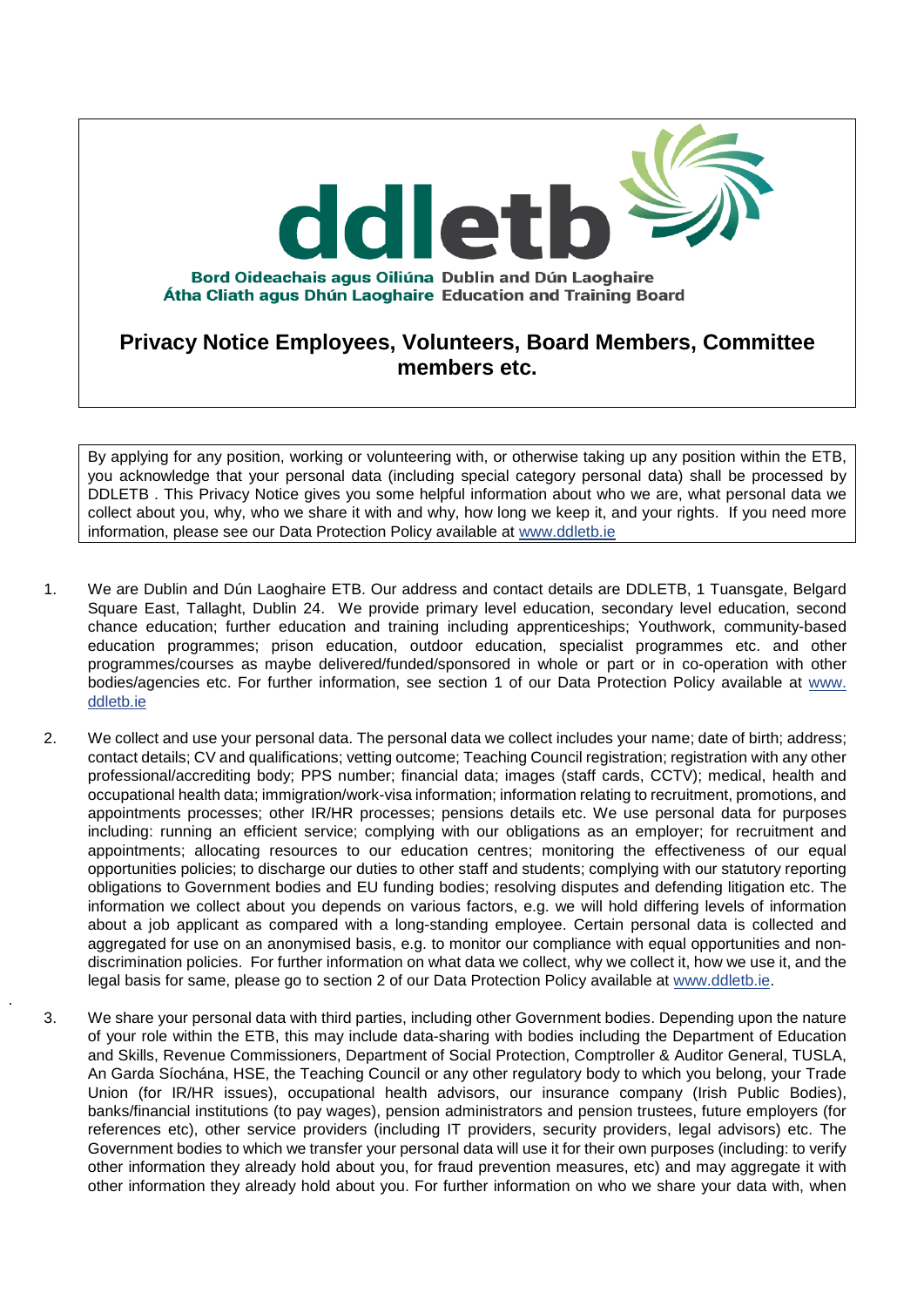**ddletb**

**Bord Oideachais agus Oiliúna Átha Cliath agus Dhún Laoghaire**
**Dublin and Dún Laoghaire Education and Training Board**

# Privacy Notice Employees, Volunteers, Board Members, Committee members etc.

By applying for any position, working or volunteering with, or otherwise taking up any position within the ETB, you acknowledge that your personal data (including special category personal data) shall be processed by DDLETB . This Privacy Notice gives you some helpful information about who we are, what personal data we collect about you, why, who we share it with and why, how long we keep it, and your rights. If you need more information, please see our Data Protection Policy available at www.ddletb.ie

1. We are Dublin and Dún Laoghaire ETB. Our address and contact details are DDLETB, 1 Tuansgate, Belgard Square East, Tallaght, Dublin 24. We provide primary level education, secondary level education, second chance education; further education and training including apprenticeships; Youthwork, community-based education programmes; prison education, outdoor education, specialist programmes etc. and other programmes/courses as maybe delivered/funded/sponsored in whole or part or in co-operation with other bodies/agencies etc. For further information, see section 1 of our Data Protection Policy available at www.ddletb.ie

2. We collect and use your personal data. The personal data we collect includes your name; date of birth; address; contact details; CV and qualifications; vetting outcome; Teaching Council registration; registration with any other professional/accrediting body; PPS number; financial data; images (staff cards, CCTV); medical, health and occupational health data; immigration/work-visa information; information relating to recruitment, promotions, and appointments processes; other IR/HR processes; pensions details etc. We use personal data for purposes including: running an efficient service; complying with our obligations as an employer; for recruitment and appointments; allocating resources to our education centres; monitoring the effectiveness of our equal opportunities policies; to discharge our duties to other staff and students; complying with our statutory reporting obligations to Government bodies and EU funding bodies; resolving disputes and defending litigation etc. The information we collect about you depends on various factors, e.g. we will hold differing levels of information about a job applicant as compared with a long-standing employee. Certain personal data is collected and aggregated for use on an anonymised basis, e.g. to monitor our compliance with equal opportunities and non-discrimination policies. For further information on what data we collect, why we collect it, how we use it, and the legal basis for same, please go to section 2 of our Data Protection Policy available at www.ddletb.ie.

3. We share your personal data with third parties, including other Government bodies. Depending upon the nature of your role within the ETB, this may include data-sharing with bodies including the Department of Education and Skills, Revenue Commissioners, Department of Social Protection, Comptroller & Auditor General, TUSLA, An Garda Síochána, HSE, the Teaching Council or any other regulatory body to which you belong, your Trade Union (for IR/HR issues), occupational health advisors, our insurance company (Irish Public Bodies), banks/financial institutions (to pay wages), pension administrators and pension trustees, future employers (for references etc), other service providers (including IT providers, security providers, legal advisors) etc. The Government bodies to which we transfer your personal data will use it for their own purposes (including: to verify other information they already hold about you, for fraud prevention measures, etc) and may aggregate it with other information they already hold about you. For further information on who we share your data with, when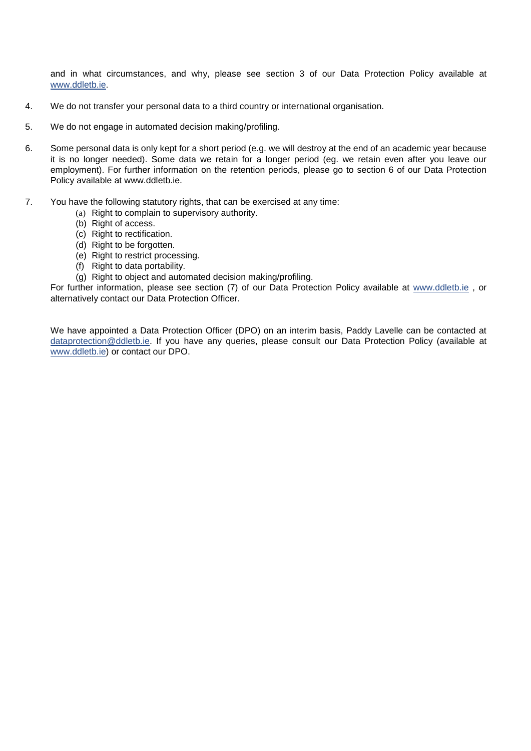and in what circumstances, and why, please see section 3 of our Data Protection Policy available at [www.ddletb.ie](http://www.ddletb.ie).

4. We do not transfer your personal data to a third country or international organisation.

5. We do not engage in automated decision making/profiling.

6. Some personal data is only kept for a short period (e.g. we will destroy at the end of an academic year because it is no longer needed). Some data we retain for a longer period (eg. we retain even after you leave our employment). For further information on the retention periods, please go to section 6 of our Data Protection Policy available at www.ddletb.ie.

7. You have the following statutory rights, that can be exercised at any time:
   (a) Right to complain to supervisory authority.
   (b) Right of access.
   (c) Right to rectification.
   (d) Right to be forgotten.
   (e) Right to restrict processing.
   (f) Right to data portability.
   (g) Right to object and automated decision making/profiling.

   For further information, please see section (7) of our Data Protection Policy available at [www.ddletb.ie](http://www.ddletb.ie) , or alternatively contact our Data Protection Officer.

We have appointed a Data Protection Officer (DPO) on an interim basis, Paddy Lavelle can be contacted at [dataprotection@ddletb.ie](mailto:dataprotection@ddletb.ie). If you have any queries, please consult our Data Protection Policy (available at [www.ddletb.ie](http://www.ddletb.ie)) or contact our DPO.